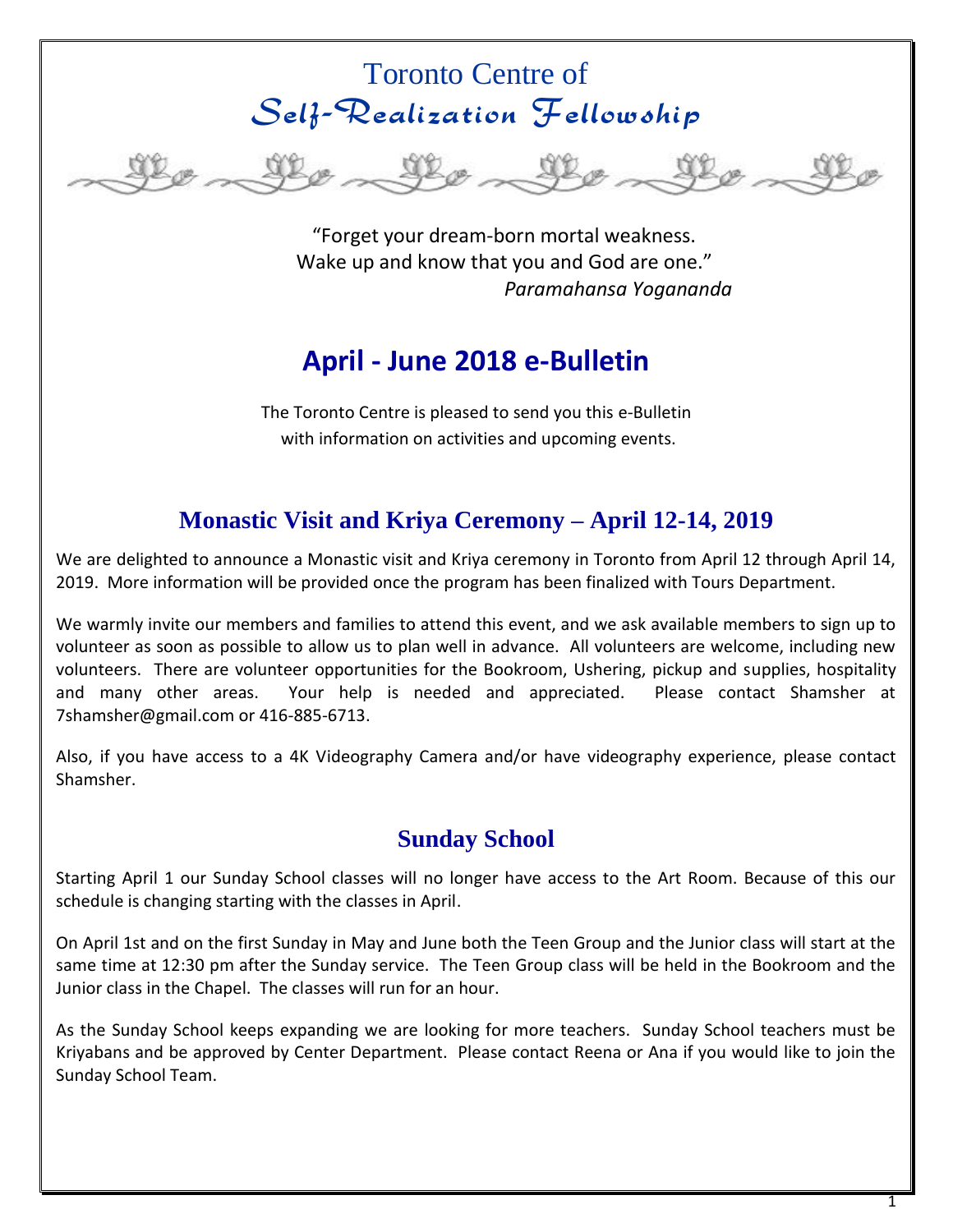# Toronto Centre of
# *Self-Realization Fellowship*

"Forget your dream-born mortal weakness.
Wake up and know that you and God are one."
*Paramahansa Yogananda*

# April - June 2018 e-Bulletin

The Toronto Centre is pleased to send you this e-Bulletin
with information on activities and upcoming events.

## Monastic Visit and Kriya Ceremony – April 12-14, 2019

We are delighted to announce a Monastic visit and Kriya ceremony in Toronto from April 12 through April 14, 2019. More information will be provided once the program has been finalized with Tours Department.

We warmly invite our members and families to attend this event, and we ask available members to sign up to volunteer as soon as possible to allow us to plan well in advance. All volunteers are welcome, including new volunteers. There are volunteer opportunities for the Bookroom, Ushering, pickup and supplies, hospitality and many other areas. Your help is needed and appreciated. Please contact Shamsher at 7shamsher@gmail.com or 416-885-6713.

Also, if you have access to a 4K Videography Camera and/or have videography experience, please contact Shamsher.

## Sunday School

Starting April 1 our Sunday School classes will no longer have access to the Art Room. Because of this our schedule is changing starting with the classes in April.

On April 1st and on the first Sunday in May and June both the Teen Group and the Junior class will start at the same time at 12:30 pm after the Sunday service. The Teen Group class will be held in the Bookroom and the Junior class in the Chapel. The classes will run for an hour.

As the Sunday School keeps expanding we are looking for more teachers. Sunday School teachers must be Kriyabans and be approved by Center Department. Please contact Reena or Ana if you would like to join the Sunday School Team.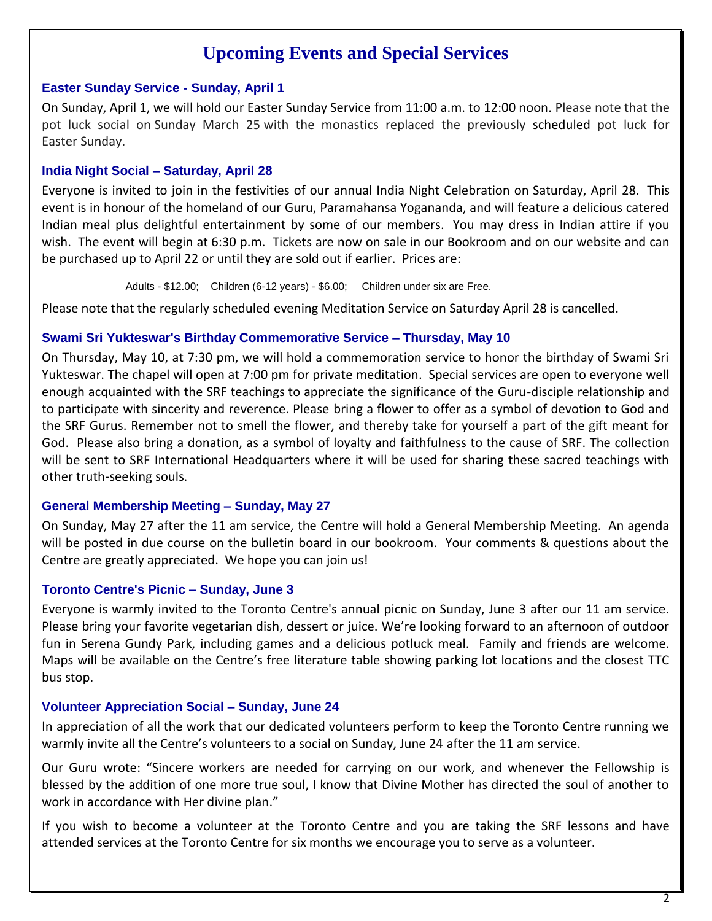# Upcoming Events and Special Services

### Easter Sunday Service - Sunday, April 1

On Sunday, April 1, we will hold our Easter Sunday Service from 11:00 a.m. to 12:00 noon. Please note that the pot luck social on Sunday March 25 with the monastics replaced the previously scheduled pot luck for Easter Sunday.

### India Night Social – Saturday, April 28

Everyone is invited to join in the festivities of our annual India Night Celebration on Saturday, April 28. This event is in honour of the homeland of our Guru, Paramahansa Yogananda, and will feature a delicious catered Indian meal plus delightful entertainment by some of our members. You may dress in Indian attire if you wish. The event will begin at 6:30 p.m. Tickets are now on sale in our Bookroom and on our website and can be purchased up to April 22 or until they are sold out if earlier. Prices are:

Adults - $12.00; Children (6-12 years) - $6.00; Children under six are Free.

Please note that the regularly scheduled evening Meditation Service on Saturday April 28 is cancelled.

### Swami Sri Yukteswar's Birthday Commemorative Service – Thursday, May 10

On Thursday, May 10, at 7:30 pm, we will hold a commemoration service to honor the birthday of Swami Sri Yukteswar. The chapel will open at 7:00 pm for private meditation. Special services are open to everyone well enough acquainted with the SRF teachings to appreciate the significance of the Guru-disciple relationship and to participate with sincerity and reverence. Please bring a flower to offer as a symbol of devotion to God and the SRF Gurus. Remember not to smell the flower, and thereby take for yourself a part of the gift meant for God. Please also bring a donation, as a symbol of loyalty and faithfulness to the cause of SRF. The collection will be sent to SRF International Headquarters where it will be used for sharing these sacred teachings with other truth-seeking souls.

### General Membership Meeting – Sunday, May 27

On Sunday, May 27 after the 11 am service, the Centre will hold a General Membership Meeting. An agenda will be posted in due course on the bulletin board in our bookroom. Your comments & questions about the Centre are greatly appreciated. We hope you can join us!

### Toronto Centre's Picnic – Sunday, June 3

Everyone is warmly invited to the Toronto Centre's annual picnic on Sunday, June 3 after our 11 am service. Please bring your favorite vegetarian dish, dessert or juice. We're looking forward to an afternoon of outdoor fun in Serena Gundy Park, including games and a delicious potluck meal. Family and friends are welcome. Maps will be available on the Centre's free literature table showing parking lot locations and the closest TTC bus stop.

### Volunteer Appreciation Social – Sunday, June 24

In appreciation of all the work that our dedicated volunteers perform to keep the Toronto Centre running we warmly invite all the Centre's volunteers to a social on Sunday, June 24 after the 11 am service.

Our Guru wrote: "Sincere workers are needed for carrying on our work, and whenever the Fellowship is blessed by the addition of one more true soul, I know that Divine Mother has directed the soul of another to work in accordance with Her divine plan."

If you wish to become a volunteer at the Toronto Centre and you are taking the SRF lessons and have attended services at the Toronto Centre for six months we encourage you to serve as a volunteer.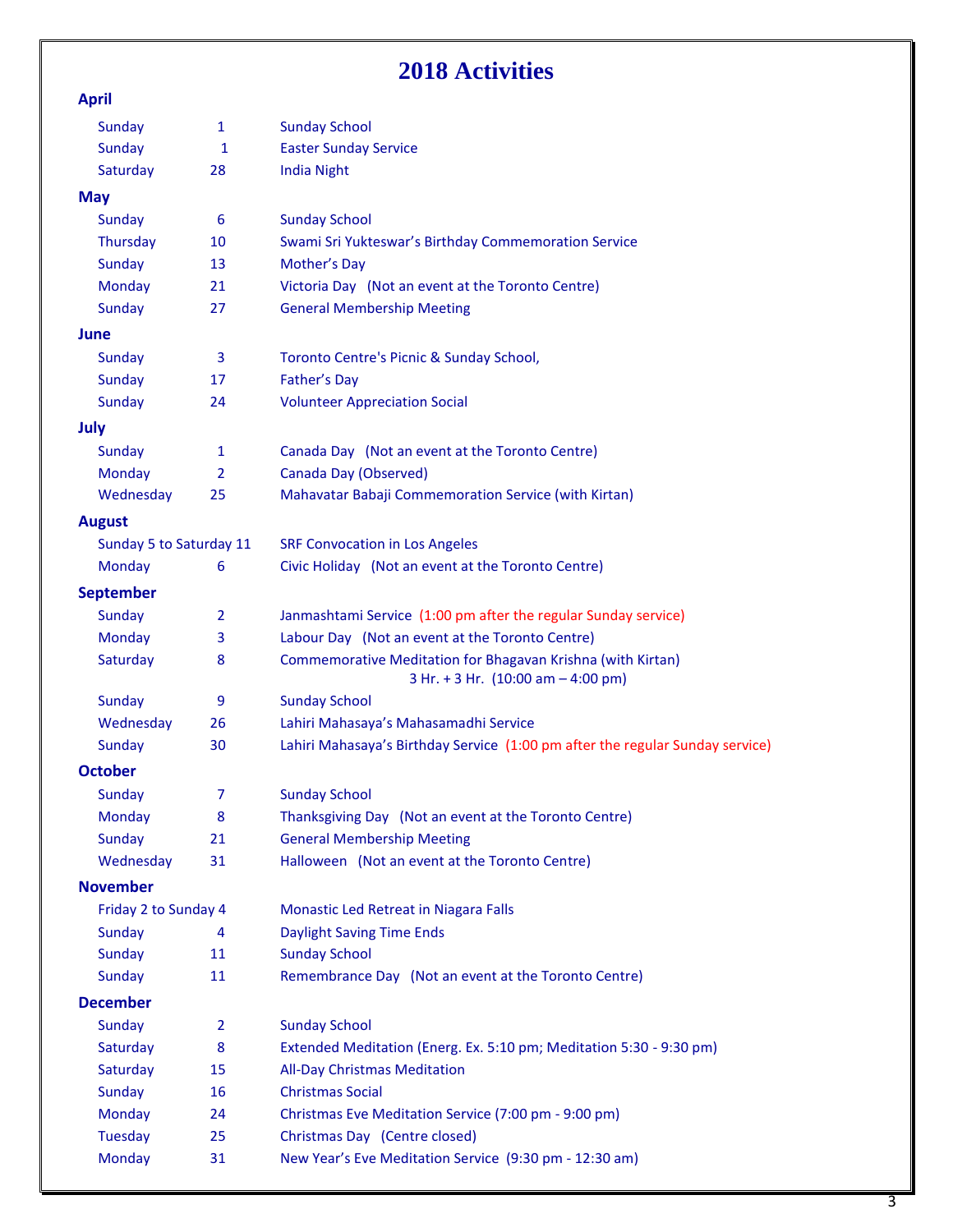# 2018 Activities

## April

| Day | Date | Activity |
|---|---|---|
| Sunday | 1 | Sunday School |
| Sunday | 1 | Easter Sunday Service |
| Saturday | 28 | India Night |

## May

| Day | Date | Activity |
|---|---|---|
| Sunday | 6 | Sunday School |
| Thursday | 10 | Swami Sri Yukteswar's Birthday Commemoration Service |
| Sunday | 13 | Mother's Day |
| Monday | 21 | Victoria Day (Not an event at the Toronto Centre) |
| Sunday | 27 | General Membership Meeting |

## June

| Day | Date | Activity |
|---|---|---|
| Sunday | 3 | Toronto Centre's Picnic & Sunday School, |
| Sunday | 17 | Father's Day |
| Sunday | 24 | Volunteer Appreciation Social |

## July

| Day | Date | Activity |
|---|---|---|
| Sunday | 1 | Canada Day (Not an event at the Toronto Centre) |
| Monday | 2 | Canada Day (Observed) |
| Wednesday | 25 | Mahavatar Babaji Commemoration Service (with Kirtan) |

## August

| Day | Date | Activity |
|---|---|---|
| Sunday 5 to Saturday 11 | | SRF Convocation in Los Angeles |
| Monday | 6 | Civic Holiday (Not an event at the Toronto Centre) |

## September

| Day | Date | Activity |
|---|---|---|
| Sunday | 2 | Janmashtami Service (1:00 pm after the regular Sunday service) |
| Monday | 3 | Labour Day (Not an event at the Toronto Centre) |
| Saturday | 8 | Commemorative Meditation for Bhagavan Krishna (with Kirtan) 3 Hr. + 3 Hr. (10:00 am – 4:00 pm) |
| Sunday | 9 | Sunday School |
| Wednesday | 26 | Lahiri Mahasaya's Mahasamadhi Service |
| Sunday | 30 | Lahiri Mahasaya's Birthday Service (1:00 pm after the regular Sunday service) |

## October

| Day | Date | Activity |
|---|---|---|
| Sunday | 7 | Sunday School |
| Monday | 8 | Thanksgiving Day (Not an event at the Toronto Centre) |
| Sunday | 21 | General Membership Meeting |
| Wednesday | 31 | Halloween (Not an event at the Toronto Centre) |

## November

| Day | Date | Activity |
|---|---|---|
| Friday 2 to Sunday 4 | | Monastic Led Retreat in Niagara Falls |
| Sunday | 4 | Daylight Saving Time Ends |
| Sunday | 11 | Sunday School |
| Sunday | 11 | Remembrance Day (Not an event at the Toronto Centre) |

## December

| Day | Date | Activity |
|---|---|---|
| Sunday | 2 | Sunday School |
| Saturday | 8 | Extended Meditation (Energ. Ex. 5:10 pm; Meditation 5:30 - 9:30 pm) |
| Saturday | 15 | All-Day Christmas Meditation |
| Sunday | 16 | Christmas Social |
| Monday | 24 | Christmas Eve Meditation Service (7:00 pm - 9:00 pm) |
| Tuesday | 25 | Christmas Day (Centre closed) |
| Monday | 31 | New Year's Eve Meditation Service (9:30 pm - 12:30 am) |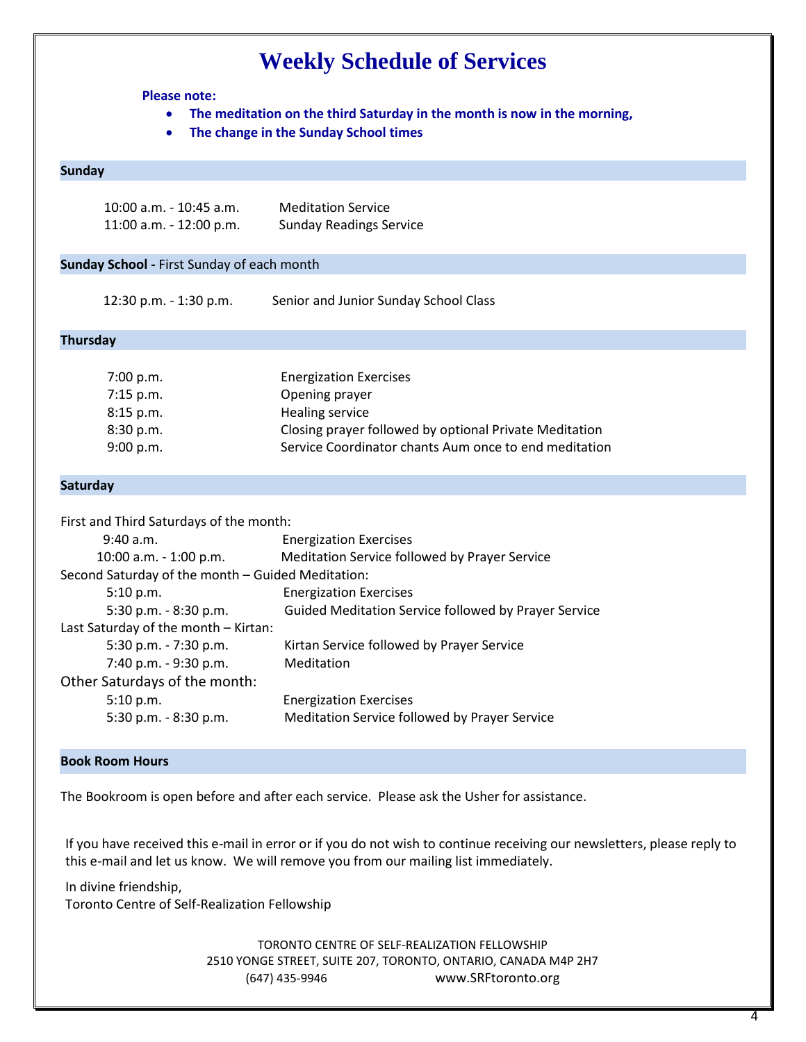# Weekly Schedule of Services

**Please note:**

- **The meditation on the third Saturday in the month is now in the morning,**
- **The change in the Sunday School times**

## Sunday

| | |
|---|---|
| 10:00 a.m. - 10:45 a.m. | Meditation Service |
| 11:00 a.m. - 12:00 p.m. | Sunday Readings Service |

## Sunday School - First Sunday of each month

| | |
|---|---|
| 12:30 p.m. - 1:30 p.m. | Senior and Junior Sunday School Class |

## Thursday

| | |
|---|---|
| 7:00 p.m. | Energization Exercises |
| 7:15 p.m. | Opening prayer |
| 8:15 p.m. | Healing service |
| 8:30 p.m. | Closing prayer followed by optional Private Meditation |
| 9:00 p.m. | Service Coordinator chants Aum once to end meditation |

## Saturday

First and Third Saturdays of the month:

| | |
|---|---|
| 9:40 a.m. | Energization Exercises |
| 10:00 a.m. - 1:00 p.m. | Meditation Service followed by Prayer Service |

Second Saturday of the month – Guided Meditation:

| | |
|---|---|
| 5:10 p.m. | Energization Exercises |
| 5:30 p.m. - 8:30 p.m. | Guided Meditation Service followed by Prayer Service |

Last Saturday of the month – Kirtan:

| | |
|---|---|
| 5:30 p.m. - 7:30 p.m. | Kirtan Service followed by Prayer Service |
| 7:40 p.m. - 9:30 p.m. | Meditation |

Other Saturdays of the month:

| | |
|---|---|
| 5:10 p.m. | Energization Exercises |
| 5:30 p.m. - 8:30 p.m. | Meditation Service followed by Prayer Service |

## Book Room Hours

The Bookroom is open before and after each service. Please ask the Usher for assistance.

If you have received this e-mail in error or if you do not wish to continue receiving our newsletters, please reply to this e-mail and let us know. We will remove you from our mailing list immediately.

In divine friendship,
Toronto Centre of Self-Realization Fellowship

TORONTO CENTRE OF SELF-REALIZATION FELLOWSHIP
2510 YONGE STREET, SUITE 207, TORONTO, ONTARIO, CANADA M4P 2H7
(647) 435-9946 www.SRFtoronto.org